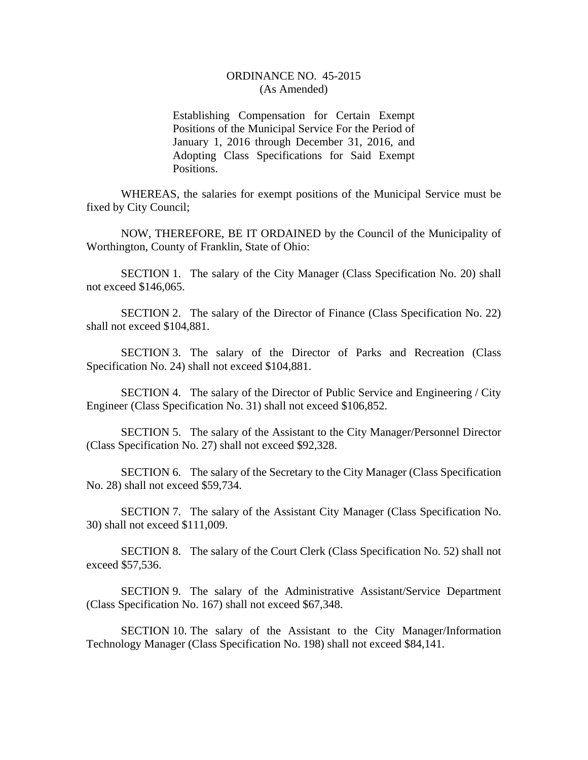# ORDINANCE NO. 45-2015
(As Amended)

Establishing Compensation for Certain Exempt Positions of the Municipal Service For the Period of January 1, 2016 through December 31, 2016, and Adopting Class Specifications for Said Exempt Positions.

WHEREAS, the salaries for exempt positions of the Municipal Service must be fixed by City Council;

NOW, THEREFORE, BE IT ORDAINED by the Council of the Municipality of Worthington, County of Franklin, State of Ohio:

SECTION 1. The salary of the City Manager (Class Specification No. 20) shall not exceed $146,065.

SECTION 2. The salary of the Director of Finance (Class Specification No. 22) shall not exceed $104,881.

SECTION 3. The salary of the Director of Parks and Recreation (Class Specification No. 24) shall not exceed $104,881.

SECTION 4. The salary of the Director of Public Service and Engineering / City Engineer (Class Specification No. 31) shall not exceed $106,852.

SECTION 5. The salary of the Assistant to the City Manager/Personnel Director (Class Specification No. 27) shall not exceed $92,328.

SECTION 6. The salary of the Secretary to the City Manager (Class Specification No. 28) shall not exceed $59,734.

SECTION 7. The salary of the Assistant City Manager (Class Specification No. 30) shall not exceed $111,009.

SECTION 8. The salary of the Court Clerk (Class Specification No. 52) shall not exceed $57,536.

SECTION 9. The salary of the Administrative Assistant/Service Department (Class Specification No. 167) shall not exceed $67,348.

SECTION 10. The salary of the Assistant to the City Manager/Information Technology Manager (Class Specification No. 198) shall not exceed $84,141.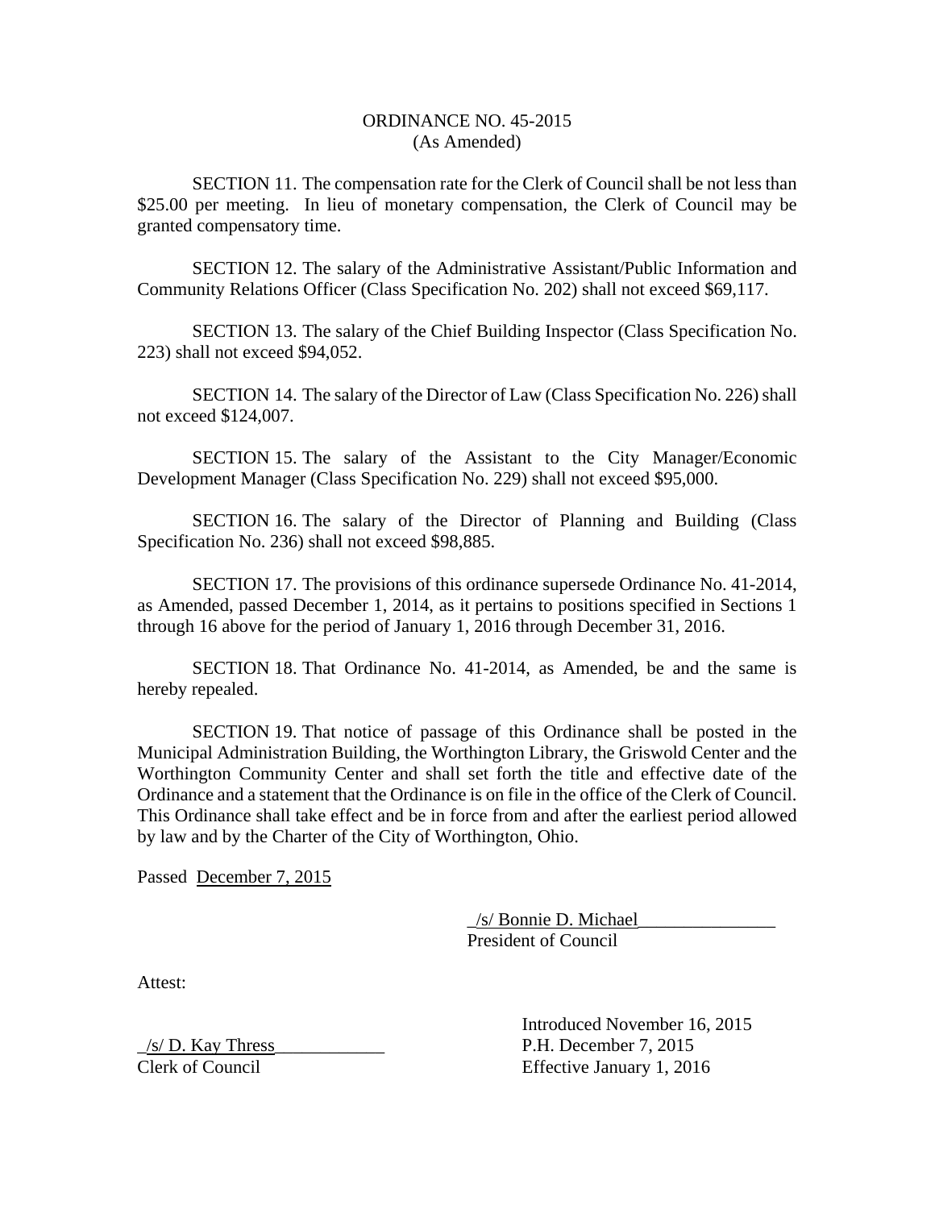ORDINANCE NO. 45-2015
(As Amended)

SECTION 11. The compensation rate for the Clerk of Council shall be not less than $25.00 per meeting. In lieu of monetary compensation, the Clerk of Council may be granted compensatory time.

SECTION 12. The salary of the Administrative Assistant/Public Information and Community Relations Officer (Class Specification No. 202) shall not exceed $69,117.

SECTION 13. The salary of the Chief Building Inspector (Class Specification No. 223) shall not exceed $94,052.

SECTION 14. The salary of the Director of Law (Class Specification No. 226) shall not exceed $124,007.

SECTION 15. The salary of the Assistant to the City Manager/Economic Development Manager (Class Specification No. 229) shall not exceed $95,000.

SECTION 16. The salary of the Director of Planning and Building (Class Specification No. 236) shall not exceed $98,885.

SECTION 17. The provisions of this ordinance supersede Ordinance No. 41-2014, as Amended, passed December 1, 2014, as it pertains to positions specified in Sections 1 through 16 above for the period of January 1, 2016 through December 31, 2016.

SECTION 18. That Ordinance No. 41-2014, as Amended, be and the same is hereby repealed.

SECTION 19. That notice of passage of this Ordinance shall be posted in the Municipal Administration Building, the Worthington Library, the Griswold Center and the Worthington Community Center and shall set forth the title and effective date of the Ordinance and a statement that the Ordinance is on file in the office of the Clerk of Council. This Ordinance shall take effect and be in force from and after the earliest period allowed by law and by the Charter of the City of Worthington, Ohio.

Passed December 7, 2015

_/s/ Bonnie D. Michael_______________
President of Council

Attest:

_/s/ D. Kay Thress____________
Clerk of Council

Introduced November 16, 2015
P.H. December 7, 2015
Effective January 1, 2016